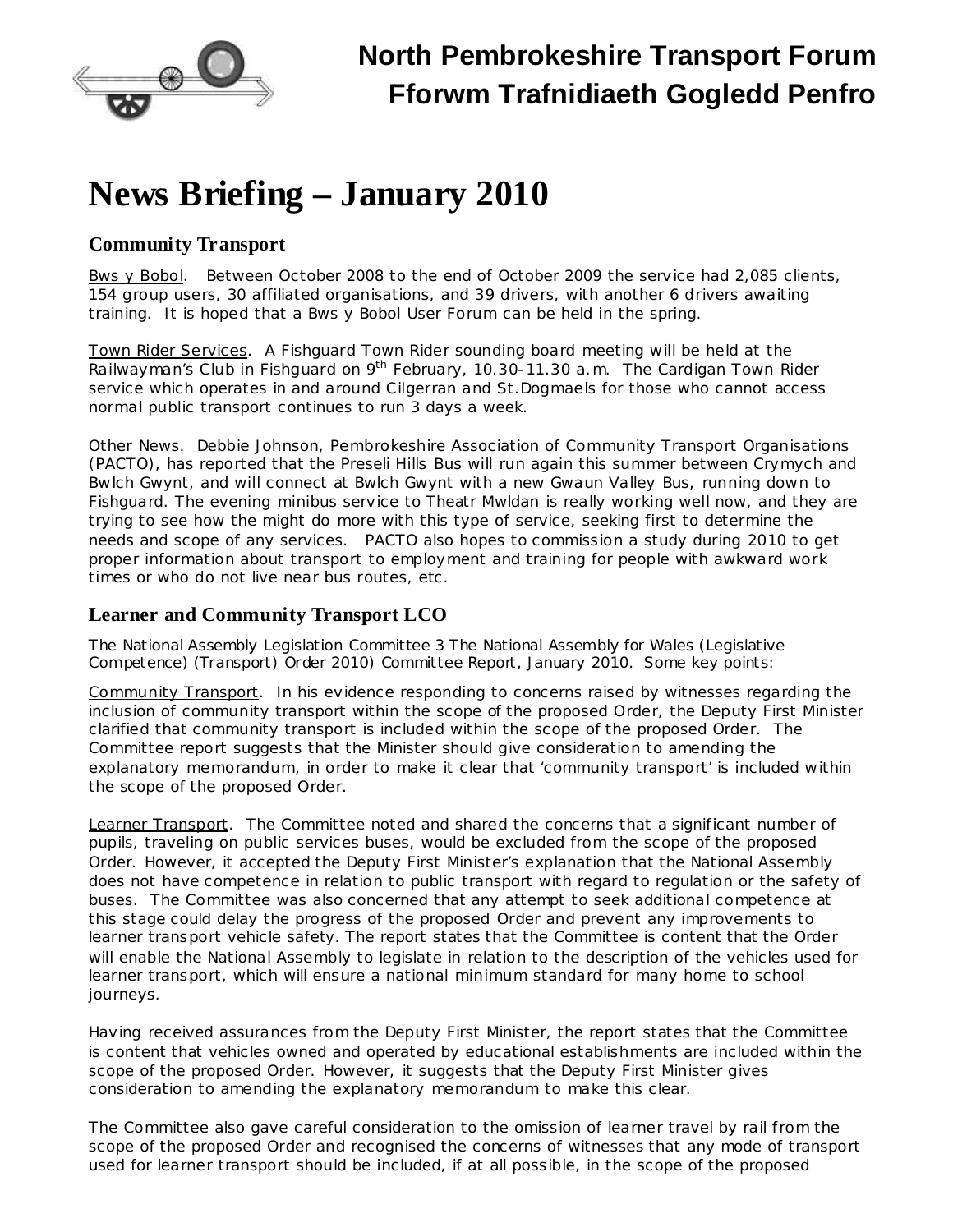# North Pembrokeshire Transport Forum
# Fforwm Trafnidiaeth Gogledd Penfro

# News Briefing – January 2010

## Community Transport

Bws y Bobol. Between October 2008 to the end of October 2009 the service had 2,085 clients, 154 group users, 30 affiliated organisations, and 39 drivers, with another 6 drivers awaiting training. It is hoped that a Bws y Bobol User Forum can be held in the spring.

Town Rider Services. A Fishguard Town Rider sounding board meeting will be held at the Railwayman's Club in Fishguard on 9th February, 10.30-11.30 a.m. The Cardigan Town Rider service which operates in and around Cilgerran and St.Dogmaels for those who cannot access normal public transport continues to run 3 days a week.

Other News. Debbie Johnson, Pembrokeshire Association of Community Transport Organisations (PACTO), has reported that the Preseli Hills Bus will run again this summer between Crymych and Bwlch Gwynt, and will connect at Bwlch Gwynt with a new Gwaun Valley Bus, running down to Fishguard. The evening minibus service to Theatr Mwldan is really working well now, and they are trying to see how the might do more with this type of service, seeking first to determine the needs and scope of any services. PACTO also hopes to commission a study during 2010 to get proper information about transport to employment and training for people with awkward work times or who do not live near bus routes, etc.

## Learner and Community Transport LCO

The National Assembly Legislation Committee 3 The National Assembly for Wales (Legislative Competence) (Transport) Order 2010) Committee Report, January 2010. Some key points:

Community Transport. In his evidence responding to concerns raised by witnesses regarding the inclusion of community transport within the scope of the proposed Order, the Deputy First Minister clarified that community transport is included within the scope of the proposed Order. The Committee report suggests that the Minister should give consideration to amending the explanatory memorandum, in order to make it clear that 'community transport' is included within the scope of the proposed Order.

Learner Transport. The Committee noted and shared the concerns that a significant number of pupils, traveling on public services buses, would be excluded from the scope of the proposed Order. However, it accepted the Deputy First Minister's explanation that the National Assembly does not have competence in relation to public transport with regard to regulation or the safety of buses. The Committee was also concerned that any attempt to seek additional competence at this stage could delay the progress of the proposed Order and prevent any improvements to learner transport vehicle safety. The report states that the Committee is content that the Order will enable the National Assembly to legislate in relation to the description of the vehicles used for learner transport, which will ensure a national minimum standard for many home to school journeys.

Having received assurances from the Deputy First Minister, the report states that the Committee is content that vehicles owned and operated by educational establishments are included within the scope of the proposed Order. However, it suggests that the Deputy First Minister gives consideration to amending the explanatory memorandum to make this clear.

The Committee also gave careful consideration to the omission of learner travel by rail from the scope of the proposed Order and recognised the concerns of witnesses that any mode of transport used for learner transport should be included, if at all possible, in the scope of the proposed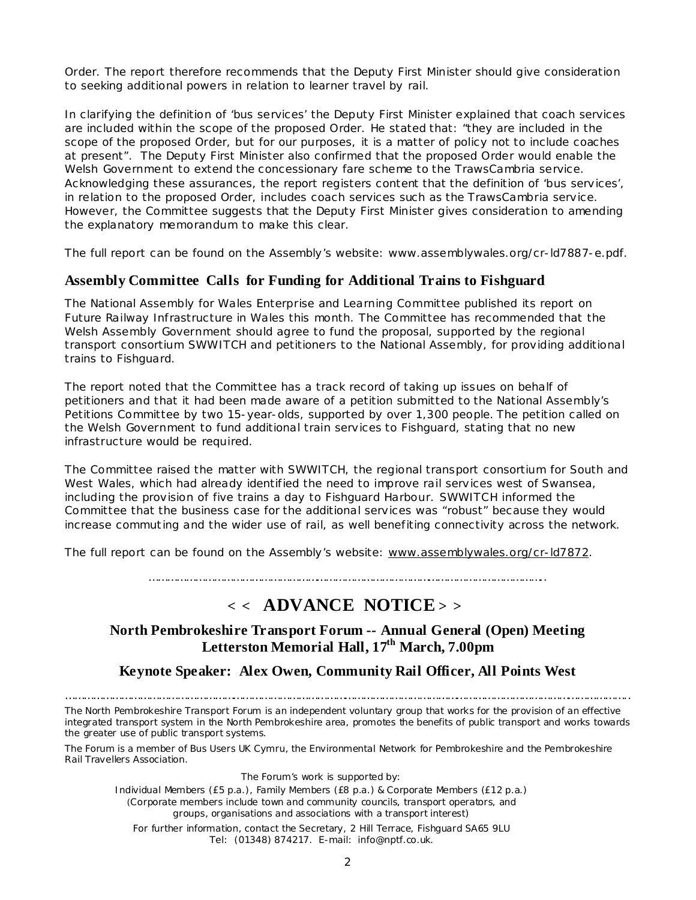Order. The report therefore recommends that the Deputy First Minister should give consideration to seeking additional powers in relation to learner travel by rail.

In clarifying the definition of 'bus services' the Deputy First Minister explained that coach services are included within the scope of the proposed Order. He stated that: "they are included in the scope of the proposed Order, but for our purposes, it is a matter of policy not to include coaches at present". The Deputy First Minister also confirmed that the proposed Order would enable the Welsh Government to extend the concessionary fare scheme to the TrawsCambria service. Acknowledging these assurances, the report registers content that the definition of 'bus services', in relation to the proposed Order, includes coach services such as the TrawsCambria service. However, the Committee suggests that the Deputy First Minister gives consideration to amending the explanatory memorandum to make this clear.

The full report can be found on the Assembly's website: www.assemblywales.org/cr-ld7887-e.pdf.

## Assembly Committee Calls for Funding for Additional Trains to Fishguard

The National Assembly for Wales Enterprise and Learning Committee published its report on Future Railway Infrastructure in Wales this month. The Committee has recommended that the Welsh Assembly Government should agree to fund the proposal, supported by the regional transport consortium SWWITCH and petitioners to the National Assembly, for providing additional trains to Fishguard.

The report noted that the Committee has a track record of taking up issues on behalf of petitioners and that it had been made aware of a petition submitted to the National Assembly's Petitions Committee by two 15-year-olds, supported by over 1,300 people. The petition called on the Welsh Government to fund additional train services to Fishguard, stating that no new infrastructure would be required.

The Committee raised the matter with SWWITCH, the regional transport consortium for South and West Wales, which had already identified the need to improve rail services west of Swansea, including the provision of five trains a day to Fishguard Harbour. SWWITCH informed the Committee that the business case for the additional services was "robust" because they would increase commuting and the wider use of rail, as well benefiting connectivity across the network.

The full report can be found on the Assembly's website: www.assemblywales.org/cr-ld7872.

……………………………………………………………………………………………………

# < < ADVANCE NOTICE > >

### North Pembrokeshire Transport Forum -- Annual General (Open) Meeting
### Letterston Memorial Hall, 17th March, 7.00pm

### Keynote Speaker: Alex Owen, Community Rail Officer, All Points West

……………………………………………………………………………………………………

*The North Pembrokeshire Transport Forum is an independent voluntary group that works for the provision of an effective integrated transport system in the North Pembrokeshire area, promotes the benefits of public transport and works towards the greater use of public transport systems.*

*The Forum is a member of Bus Users UK Cymru, the Environmental Network for Pembrokeshire and the Pembrokeshire Rail Travellers Association.*

*The Forum's work is supported by:*

*Individual Members (£5 p.a.), Family Members (£8 p.a.) & Corporate Members (£12 p.a.)*
*(Corporate members include town and community councils, transport operators, and groups, organisations and associations with a transport interest)*

*For further information, contact the Secretary, 2 Hill Terrace, Fishguard SA65 9LU*
*Tel: (01348) 874217. E-mail: info@nptf.co.uk.*